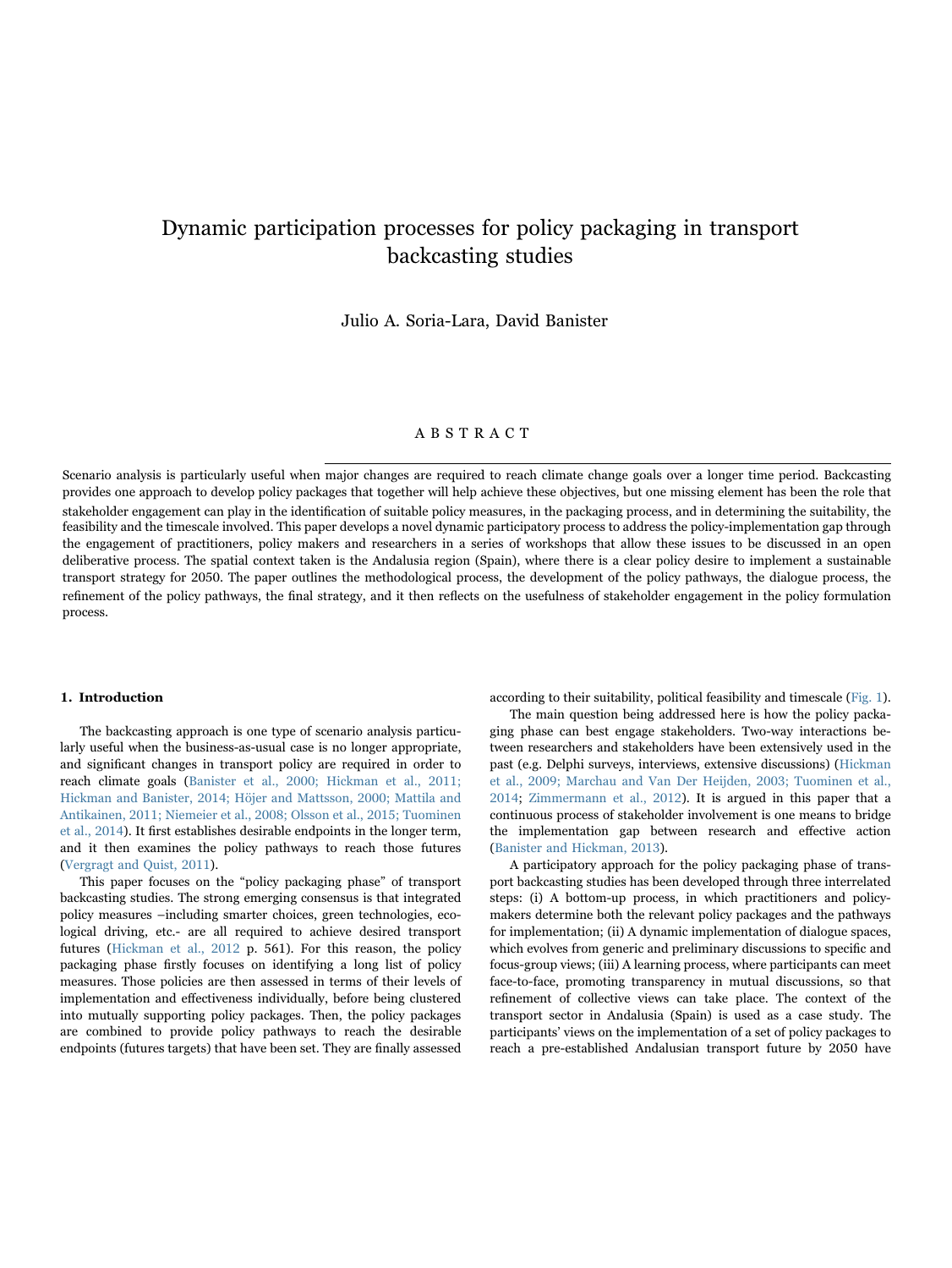# Dynamic participation processes for policy packaging in transport backcasting studies

Julio A. Soria-Lara, David Banister

## ABSTRACT

Scenario analysis is particularly useful when major changes are required to reach climate change goals over a longer time period. Backcasting provides one approach to develop policy packages that together will help achieve these objectives, but one missing element has been the role that stakeholder engagement can play in the identification of suitable policy measures, in the packaging process, and in determining the suitability, the feasibility and the timescale involved. This paper develops a novel dynamic participatory process to address the policy-implementation gap through the engagement of practitioners, policy makers and researchers in a series of workshops that allow these issues to be discussed in an open deliberative process. The spatial context taken is the Andalusia region (Spain), where there is a clear policy desire to implement a sustainable transport strategy for 2050. The paper outlines the methodological process, the development of the policy pathways, the dialogue process, the refinement of the policy pathways, the final strategy, and it then reflects on the usefulness of stakeholder engagement in the policy formulation process.

## 1. Introduction

The backcasting approach is one type of scenario analysis particularly useful when the business-as-usual case is no longer appropriate, and significant changes in transport policy are required in order to reach climate goals (Banister et al., 2000; Hickman et al., 2011; Hickman and Banister, 2014; Höjer and Mattsson, 2000; Mattila and Antikainen, 2011; Niemeier et al., 2008; Olsson et al., 2015; Tuominen et al., 2014). It first establishes desirable endpoints in the longer term, and it then examines the policy pathways to reach those futures (Vergragt and Quist, 2011).

This paper focuses on the "policy packaging phase" of transport backcasting studies. The strong emerging consensus is that integrated policy measures –including smarter choices, green technologies, ecological driving, etc.- are all required to achieve desired transport futures (Hickman et al., 2012 p. 561). For this reason, the policy packaging phase firstly focuses on identifying a long list of policy measures. Those policies are then assessed in terms of their levels of implementation and effectiveness individually, before being clustered into mutually supporting policy packages. Then, the policy packages are combined to provide policy pathways to reach the desirable endpoints (futures targets) that have been set. They are finally assessed according to their suitability, political feasibility and timescale (Fig. 1).

The main question being addressed here is how the policy packaging phase can best engage stakeholders. Two-way interactions between researchers and stakeholders have been extensively used in the past (e.g. Delphi surveys, interviews, extensive discussions) (Hickman et al., 2009; Marchau and Van Der Heijden, 2003; Tuominen et al., 2014; Zimmermann et al., 2012). It is argued in this paper that a continuous process of stakeholder involvement is one means to bridge the implementation gap between research and effective action (Banister and Hickman, 2013).

A participatory approach for the policy packaging phase of transport backcasting studies has been developed through three interrelated steps: (i) A bottom-up process, in which practitioners and policymakers determine both the relevant policy packages and the pathways for implementation; (ii) A dynamic implementation of dialogue spaces, which evolves from generic and preliminary discussions to specific and focus-group views; (iii) A learning process, where participants can meet face-to-face, promoting transparency in mutual discussions, so that refinement of collective views can take place. The context of the transport sector in Andalusia (Spain) is used as a case study. The participants' views on the implementation of a set of policy packages to reach a pre-established Andalusian transport future by 2050 have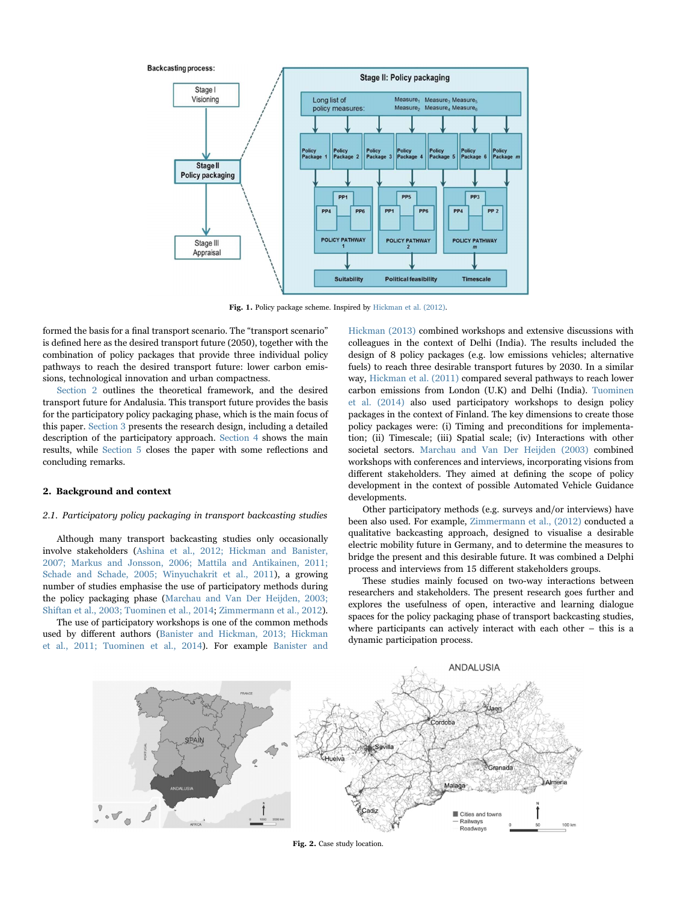Fig. 1. Policy package scheme. Inspired by Hickman et al. (2012).

formed the basis for a final transport scenario. The "transport scenario" is defined here as the desired transport future (2050), together with the combination of policy packages that provide three individual policy pathways to reach the desired transport future: lower carbon emissions, technological innovation and urban compactness.

Section 2 outlines the theoretical framework, and the desired transport future for Andalusia. This transport future provides the basis for the participatory policy packaging phase, which is the main focus of this paper. Section 3 presents the research design, including a detailed description of the participatory approach. Section 4 shows the main results, while Section 5 closes the paper with some reflections and concluding remarks.

## 2. Background and context

### 2.1. Participatory policy packaging in transport backcasting studies

Although many transport backcasting studies only occasionally involve stakeholders (Ashina et al., 2012; Hickman and Banister, 2007; Markus and Jonsson, 2006; Mattila and Antikainen, 2011; Schade and Schade, 2005; Winyuchakrit et al., 2011), a growing number of studies emphasise the use of participatory methods during the policy packaging phase (Marchau and Van Der Heijden, 2003; Shiftan et al., 2003; Tuominen et al., 2014; Zimmermann et al., 2012).

The use of participatory workshops is one of the common methods used by different authors (Banister and Hickman, 2013; Hickman et al., 2011; Tuominen et al., 2014). For example Banister and Hickman (2013) combined workshops and extensive discussions with colleagues in the context of Delhi (India). The results included the design of 8 policy packages (e.g. low emissions vehicles; alternative fuels) to reach three desirable transport futures by 2030. In a similar way, Hickman et al. (2011) compared several pathways to reach lower carbon emissions from London (U.K) and Delhi (India). Tuominen et al. (2014) also used participatory workshops to design policy packages in the context of Finland. The key dimensions to create those policy packages were: (i) Timing and preconditions for implementation; (ii) Timescale; (iii) Spatial scale; (iv) Interactions with other societal sectors. Marchau and Van Der Heijden (2003) combined workshops with conferences and interviews, incorporating visions from different stakeholders. They aimed at defining the scope of policy development in the context of possible Automated Vehicle Guidance developments.

Other participatory methods (e.g. surveys and/or interviews) have been also used. For example, Zimmermann et al., (2012) conducted a qualitative backcasting approach, designed to visualise a desirable electric mobility future in Germany, and to determine the measures to bridge the present and this desirable future. It was combined a Delphi process and interviews from 15 different stakeholders groups.

These studies mainly focused on two-way interactions between researchers and stakeholders. The present research goes further and explores the usefulness of open, interactive and learning dialogue spaces for the policy packaging phase of transport backcasting studies, where participants can actively interact with each other – this is a dynamic participation process.

Fig. 2. Case study location.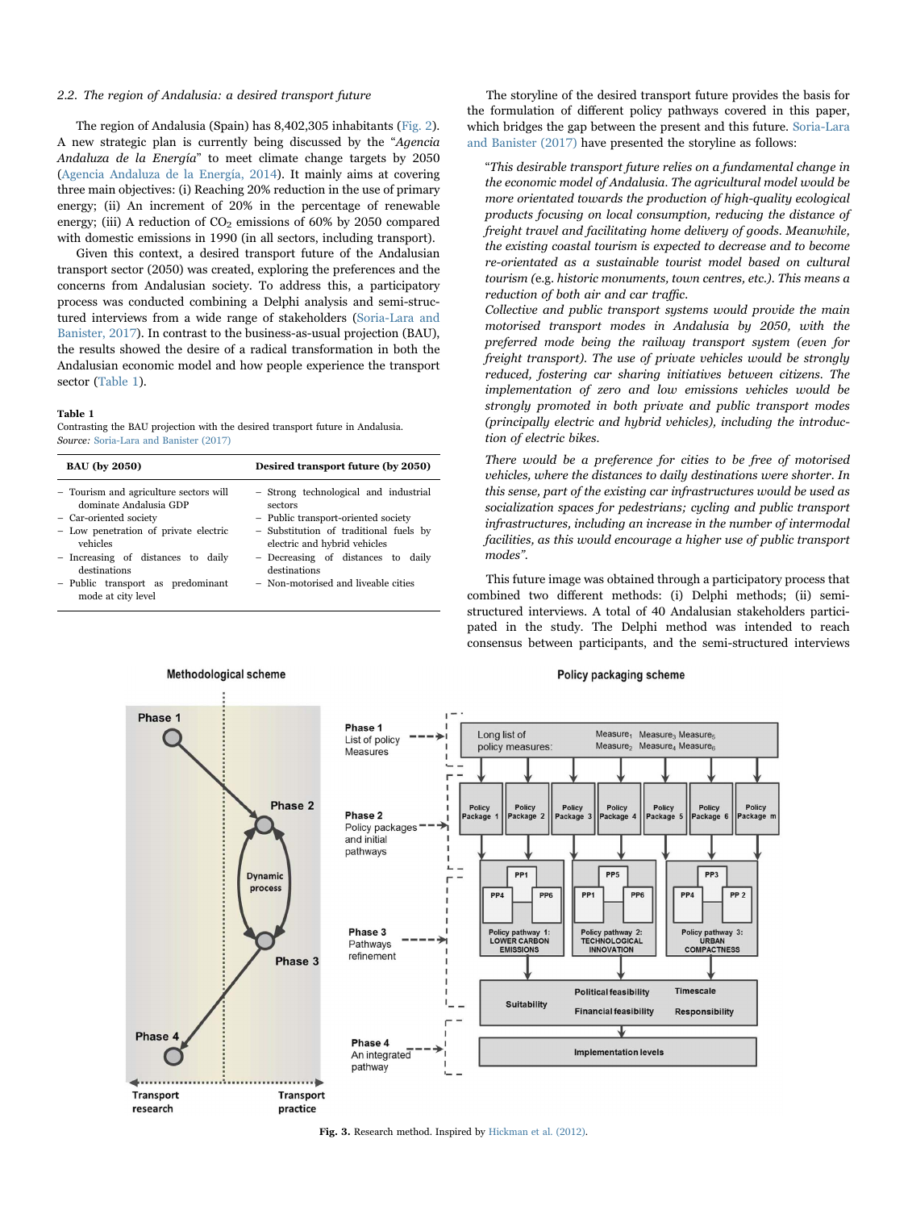### 2.2. The region of Andalusia: a desired transport future

The region of Andalusia (Spain) has 8,402,305 inhabitants (Fig. 2). A new strategic plan is currently being discussed by the "*Agencia Andaluza de la Energía*" to meet climate change targets by 2050 (Agencia Andaluza de la Energía, 2014). It mainly aims at covering three main objectives: (i) Reaching 20% reduction in the use of primary energy; (ii) An increment of 20% in the percentage of renewable energy; (iii) A reduction of $CO_2$ emissions of 60% by 2050 compared with domestic emissions in 1990 (in all sectors, including transport).

Given this context, a desired transport future of the Andalusian transport sector (2050) was created, exploring the preferences and the concerns from Andalusian society. To address this, a participatory process was conducted combining a Delphi analysis and semi-structured interviews from a wide range of stakeholders (Soria-Lara and Banister, 2017). In contrast to the business-as-usual projection (BAU), the results showed the desire of a radical transformation in both the Andalusian economic model and how people experience the transport sector (Table 1).

**Table 1**
Contrasting the BAU projection with the desired transport future in Andalusia.
*Source:* Soria-Lara and Banister (2017)

| BAU (by 2050) | Desired transport future (by 2050) |
|---|---|
| – Tourism and agriculture sectors will dominate Andalusia GDP | – Strong technological and industrial sectors |
| – Car-oriented society | – Public transport-oriented society |
| – Low penetration of private electric vehicles | – Substitution of traditional fuels by electric and hybrid vehicles |
| – Increasing of distances to daily destinations | – Decreasing of distances to daily destinations |
| – Public transport as predominant mode at city level | – Non-motorised and liveable cities |

The storyline of the desired transport future provides the basis for the formulation of different policy pathways covered in this paper, which bridges the gap between the present and this future. Soria-Lara and Banister (2017) have presented the storyline as follows:

> "*This desirable transport future relies on a fundamental change in the economic model of Andalusia. The agricultural model would be more orientated towards the production of high-quality ecological products focusing on local consumption, reducing the distance of freight travel and facilitating home delivery of goods. Meanwhile, the existing coastal tourism is expected to decrease and to become re-orientated as a sustainable tourist model based on cultural tourism (e.g. historic monuments, town centres, etc.). This means a reduction of both air and car traffic.*
> *Collective and public transport systems would provide the main motorised transport modes in Andalusia by 2050, with the preferred mode being the railway transport system (even for freight transport). The use of private vehicles would be strongly reduced, fostering car sharing initiatives between citizens. The implementation of zero and low emissions vehicles would be strongly promoted in both private and public transport modes (principally electric and hybrid vehicles), including the introduction of electric bikes.*
>
> *There would be a preference for cities to be free of motorised vehicles, where the distances to daily destinations were shorter. In this sense, part of the existing car infrastructures would be used as socialization spaces for pedestrians; cycling and public transport infrastructures, including an increase in the number of intermodal facilities, as this would encourage a higher use of public transport modes*".

This future image was obtained through a participatory process that combined two different methods: (i) Delphi methods; (ii) semi-structured interviews. A total of 40 Andalusian stakeholders participated in the study. The Delphi method was intended to reach consensus between participants, and the semi-structured interviews

**Fig. 3.** Research method. Inspired by Hickman et al. (2012).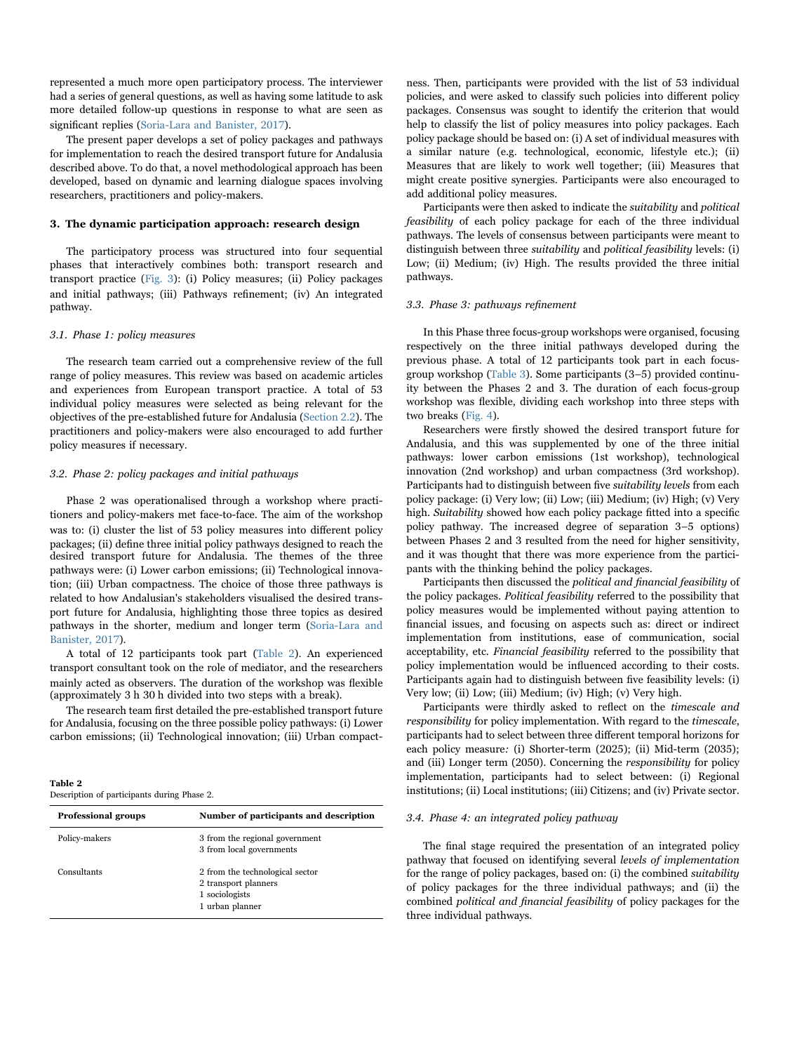represented a much more open participatory process. The interviewer had a series of general questions, as well as having some latitude to ask more detailed follow-up questions in response to what are seen as significant replies (Soria-Lara and Banister, 2017).

The present paper develops a set of policy packages and pathways for implementation to reach the desired transport future for Andalusia described above. To do that, a novel methodological approach has been developed, based on dynamic and learning dialogue spaces involving researchers, practitioners and policy-makers.

## 3. The dynamic participation approach: research design

The participatory process was structured into four sequential phases that interactively combines both: transport research and transport practice (Fig. 3): (i) Policy measures; (ii) Policy packages and initial pathways; (iii) Pathways refinement; (iv) An integrated pathway.

### 3.1. Phase 1: policy measures

The research team carried out a comprehensive review of the full range of policy measures. This review was based on academic articles and experiences from European transport practice. A total of 53 individual policy measures were selected as being relevant for the objectives of the pre-established future for Andalusia (Section 2.2). The practitioners and policy-makers were also encouraged to add further policy measures if necessary.

### 3.2. Phase 2: policy packages and initial pathways

Phase 2 was operationalised through a workshop where practitioners and policy-makers met face-to-face. The aim of the workshop was to: (i) cluster the list of 53 policy measures into different policy packages; (ii) define three initial policy pathways designed to reach the desired transport future for Andalusia. The themes of the three pathways were: (i) Lower carbon emissions; (ii) Technological innovation; (iii) Urban compactness. The choice of those three pathways is related to how Andalusian's stakeholders visualised the desired transport future for Andalusia, highlighting those three topics as desired pathways in the shorter, medium and longer term (Soria-Lara and Banister, 2017).

A total of 12 participants took part (Table 2). An experienced transport consultant took on the role of mediator, and the researchers mainly acted as observers. The duration of the workshop was flexible (approximately 3 h 30 h divided into two steps with a break).

The research team first detailed the pre-established transport future for Andalusia, focusing on the three possible policy pathways: (i) Lower carbon emissions; (ii) Technological innovation; (iii) Urban compactness. Then, participants were provided with the list of 53 individual policies, and were asked to classify such policies into different policy packages. Consensus was sought to identify the criterion that would help to classify the list of policy measures into policy packages. Each policy package should be based on: (i) A set of individual measures with a similar nature (e.g. technological, economic, lifestyle etc.); (ii) Measures that are likely to work well together; (iii) Measures that might create positive synergies. Participants were also encouraged to add additional policy measures.

**Table 2**
Description of participants during Phase 2.

| Professional groups | Number of participants and description |
|---|---|
| Policy-makers | 3 from the regional government<br>3 from local governments |
| Consultants | 2 from the technological sector<br>2 transport planners<br>1 sociologists<br>1 urban planner |

Participants were then asked to indicate the *suitability* and *political feasibility* of each policy package for each of the three individual pathways. The levels of consensus between participants were meant to distinguish between three *suitability* and *political feasibility* levels: (i) Low; (ii) Medium; (iv) High. The results provided the three initial pathways.

### 3.3. Phase 3: pathways refinement

In this Phase three focus-group workshops were organised, focusing respectively on the three initial pathways developed during the previous phase. A total of 12 participants took part in each focus-group workshop (Table 3). Some participants (3–5) provided continuity between the Phases 2 and 3. The duration of each focus-group workshop was flexible, dividing each workshop into three steps with two breaks (Fig. 4).

Researchers were firstly showed the desired transport future for Andalusia, and this was supplemented by one of the three initial pathways: lower carbon emissions (1st workshop), technological innovation (2nd workshop) and urban compactness (3rd workshop). Participants had to distinguish between five *suitability levels* from each policy package: (i) Very low; (ii) Low; (iii) Medium; (iv) High; (v) Very high. *Suitability* showed how each policy package fitted into a specific policy pathway. The increased degree of separation 3–5 options) between Phases 2 and 3 resulted from the need for higher sensitivity, and it was thought that there was more experience from the participants with the thinking behind the policy packages.

Participants then discussed the *political and financial feasibility* of the policy packages. *Political feasibility* referred to the possibility that policy measures would be implemented without paying attention to financial issues, and focusing on aspects such as: direct or indirect implementation from institutions, ease of communication, social acceptability, etc. *Financial feasibility* referred to the possibility that policy implementation would be influenced according to their costs. Participants again had to distinguish between five feasibility levels: (i) Very low; (ii) Low; (iii) Medium; (iv) High; (v) Very high.

Participants were thirdly asked to reflect on the *timescale and responsibility* for policy implementation. With regard to the *timescale*, participants had to select between three different temporal horizons for each policy measure*:* (i) Shorter-term (2025); (ii) Mid-term (2035); and (iii) Longer term (2050). Concerning the *responsibility* for policy implementation, participants had to select between: (i) Regional institutions; (ii) Local institutions; (iii) Citizens; and (iv) Private sector.

### 3.4. Phase 4: an integrated policy pathway

The final stage required the presentation of an integrated policy pathway that focused on identifying several *levels of implementation* for the range of policy packages, based on: (i) the combined *suitability* of policy packages for the three individual pathways; and (ii) the combined *political and financial feasibility* of policy packages for the three individual pathways.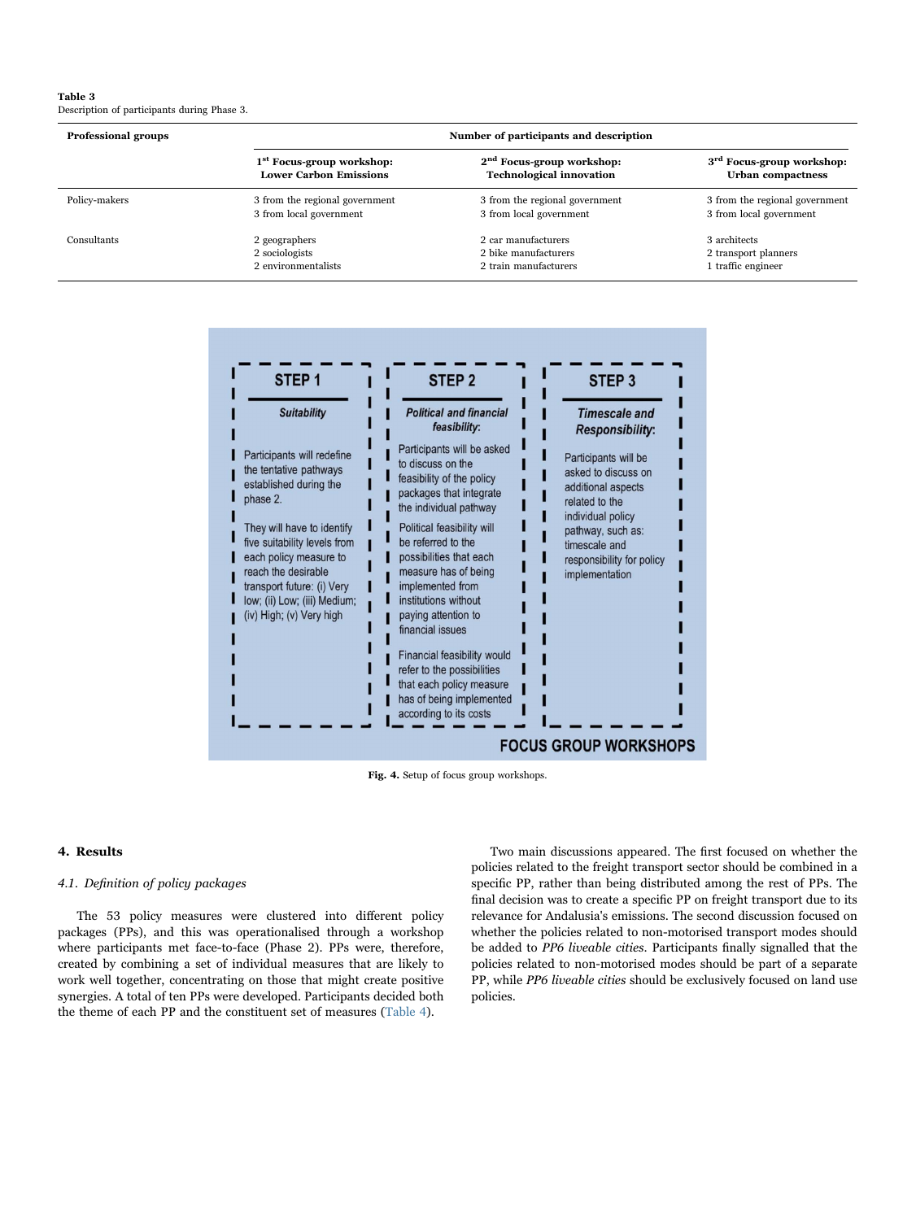**Table 3**
Description of participants during Phase 3.

| Professional groups | Number of participants and description | | |
|---|---|---|---|
| | 1st Focus-group workshop: Lower Carbon Emissions | 2nd Focus-group workshop: Technological innovation | 3rd Focus-group workshop: Urban compactness |
| Policy-makers | 3 from the regional government<br>3 from local government | 3 from the regional government<br>3 from local government | 3 from the regional government<br>3 from local government |
| Consultants | 2 geographers<br>2 sociologists<br>2 environmentalists | 2 car manufacturers<br>2 bike manufacturers<br>2 train manufacturers | 3 architects<br>2 transport planners<br>1 traffic engineer |

**STEP 1**

*Suitability*

Participants will redefine the tentative pathways established during the phase 2.

They will have to identify five suitability levels from each policy measure to reach the desirable transport future: (i) Very low; (ii) Low; (iii) Medium; (iv) High; (v) Very high

**STEP 2**

*Political and financial feasibility:*

Participants will be asked to discuss on the feasibility of the policy packages that integrate the individual pathway

Political feasibility will be referred to the possibilities that each measure has of being implemented from institutions without paying attention to financial issues

Financial feasibility would refer to the possibilities that each policy measure has of being implemented according to its costs

**STEP 3**

*Timescale and Responsibility:*

Participants will be asked to discuss on additional aspects related to the individual policy pathway, such as: timescale and responsibility for policy implementation

**FOCUS GROUP WORKSHOPS**

**Fig. 4.** Setup of focus group workshops.

## 4. Results

### 4.1. Definition of policy packages

The 53 policy measures were clustered into different policy packages (PPs), and this was operationalised through a workshop where participants met face-to-face (Phase 2). PPs were, therefore, created by combining a set of individual measures that are likely to work well together, concentrating on those that might create positive synergies. A total of ten PPs were developed. Participants decided both the theme of each PP and the constituent set of measures (Table 4).

Two main discussions appeared. The first focused on whether the policies related to the freight transport sector should be combined in a specific PP, rather than being distributed among the rest of PPs. The final decision was to create a specific PP on freight transport due to its relevance for Andalusia's emissions. The second discussion focused on whether the policies related to non-motorised transport modes should be added to *PP6 liveable cities*. Participants finally signalled that the policies related to non-motorised modes should be part of a separate PP, while *PP6 liveable cities* should be exclusively focused on land use policies.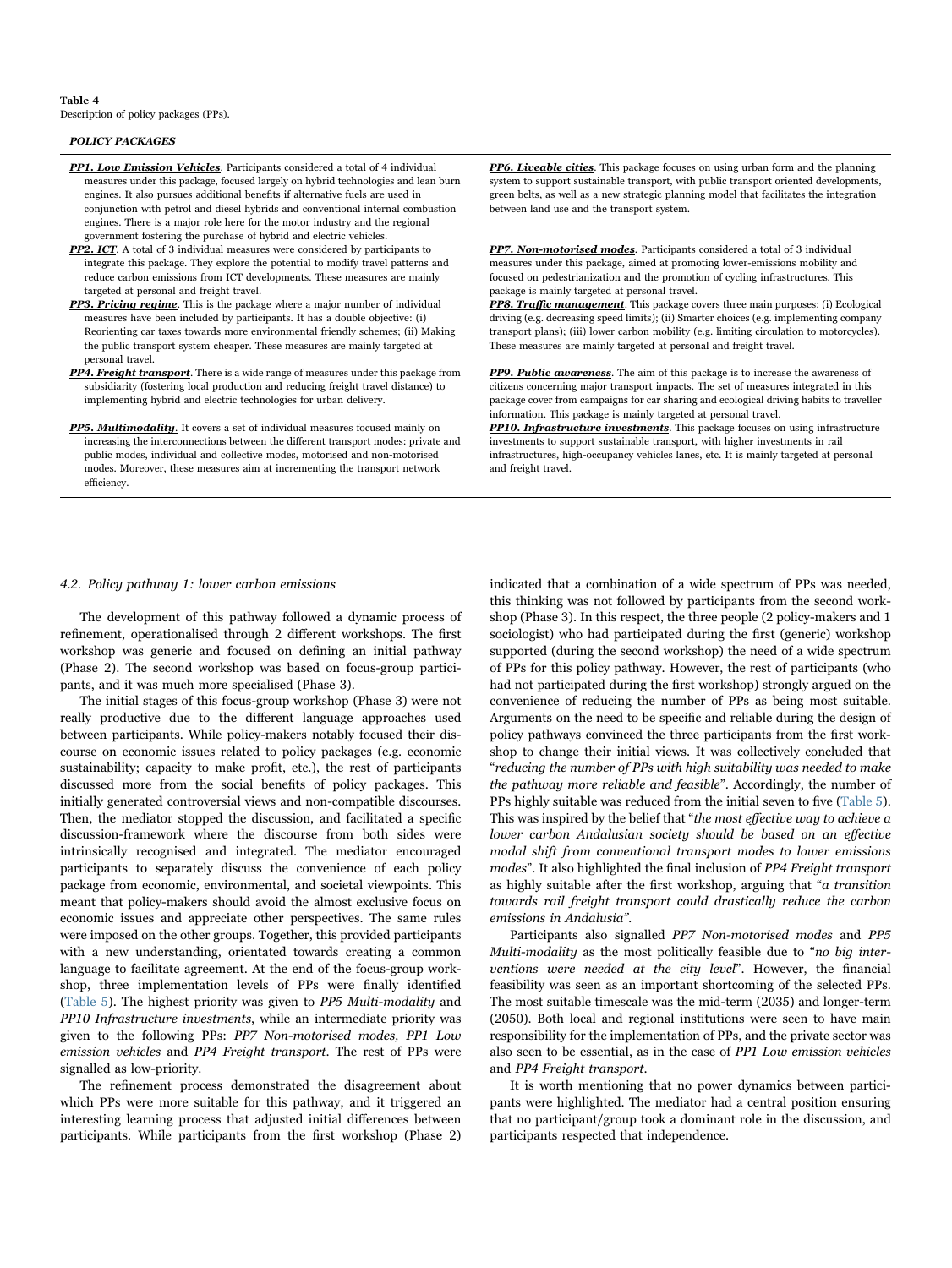**Table 4**
Description of policy packages (PPs).

| *POLICY PACKAGES* | |
|---|---|
| ***PP1. Low Emission Vehicles***. Participants considered a total of 4 individual measures under this package, focused largely on hybrid technologies and lean burn engines. It also pursues additional benefits if alternative fuels are used in conjunction with petrol and diesel hybrids and conventional internal combustion engines. There is a major role here for the motor industry and the regional government fostering the purchase of hybrid and electric vehicles. | ***PP6. Liveable cities***. This package focuses on using urban form and the planning system to support sustainable transport, with public transport oriented developments, green belts, as well as a new strategic planning model that facilitates the integration between land use and the transport system. |
| ***PP2. ICT***. A total of 3 individual measures were considered by participants to integrate this package. They explore the potential to modify travel patterns and reduce carbon emissions from ICT developments. These measures are mainly targeted at personal and freight travel. | ***PP7. Non-motorised modes***. Participants considered a total of 3 individual measures under this package, aimed at promoting lower-emissions mobility and focused on pedestrianization and the promotion of cycling infrastructures. This package is mainly targeted at personal travel. |
| ***PP3. Pricing regime***. This is the package where a major number of individual measures have been included by participants. It has a double objective: (i) Reorienting car taxes towards more environmental friendly schemes; (ii) Making the public transport system cheaper. These measures are mainly targeted at personal travel. | ***PP8. Traffic management***. This package covers three main purposes: (i) Ecological driving (e.g. decreasing speed limits); (ii) Smarter choices (e.g. implementing company transport plans); (iii) lower carbon mobility (e.g. limiting circulation to motorcycles). These measures are mainly targeted at personal and freight travel. |
| ***PP4. Freight transport***. There is a wide range of measures under this package from subsidiarity (fostering local production and reducing freight travel distance) to implementing hybrid and electric technologies for urban delivery. | ***PP9. Public awareness***. The aim of this package is to increase the awareness of citizens concerning major transport impacts. The set of measures integrated in this package cover from campaigns for car sharing and ecological driving habits to traveller information. This package is mainly targeted at personal travel. |
| ***PP5. Multimodality***. It covers a set of individual measures focused mainly on increasing the interconnections between the different transport modes: private and public modes, individual and collective modes, motorised and non-motorised modes. Moreover, these measures aim at incrementing the transport network efficiency. | ***PP10. Infrastructure investments***. This package focuses on using infrastructure investments to support sustainable transport, with higher investments in rail infrastructures, high-occupancy vehicles lanes, etc. It is mainly targeted at personal and freight travel. |

### 4.2. Policy pathway 1: lower carbon emissions

The development of this pathway followed a dynamic process of refinement, operationalised through 2 different workshops. The first workshop was generic and focused on defining an initial pathway (Phase 2). The second workshop was based on focus-group participants, and it was much more specialised (Phase 3).

The initial stages of this focus-group workshop (Phase 3) were not really productive due to the different language approaches used between participants. While policy-makers notably focused their discourse on economic issues related to policy packages (e.g. economic sustainability; capacity to make profit, etc.), the rest of participants discussed more from the social benefits of policy packages. This initially generated controversial views and non-compatible discourses. Then, the mediator stopped the discussion, and facilitated a specific discussion-framework where the discourse from both sides were intrinsically recognised and integrated. The mediator encouraged participants to separately discuss the convenience of each policy package from economic, environmental, and societal viewpoints. This meant that policy-makers should avoid the almost exclusive focus on economic issues and appreciate other perspectives. The same rules were imposed on the other groups. Together, this provided participants with a new understanding, orientated towards creating a common language to facilitate agreement. At the end of the focus-group workshop, three implementation levels of PPs were finally identified (Table 5). The highest priority was given to *PP5 Multi-modality* and *PP10 Infrastructure investments*, while an intermediate priority was given to the following PPs: *PP7 Non-motorised modes, PP1 Low emission vehicles* and *PP4 Freight transport*. The rest of PPs were signalled as low-priority.

The refinement process demonstrated the disagreement about which PPs were more suitable for this pathway, and it triggered an interesting learning process that adjusted initial differences between participants. While participants from the first workshop (Phase 2) indicated that a combination of a wide spectrum of PPs was needed, this thinking was not followed by participants from the second workshop (Phase 3). In this respect, the three people (2 policy-makers and 1 sociologist) who had participated during the first (generic) workshop supported (during the second workshop) the need of a wide spectrum of PPs for this policy pathway. However, the rest of participants (who had not participated during the first workshop) strongly argued on the convenience of reducing the number of PPs as being most suitable. Arguments on the need to be specific and reliable during the design of policy pathways convinced the three participants from the first workshop to change their initial views. It was collectively concluded that "*reducing the number of PPs with high suitability was needed to make the pathway more reliable and feasible*". Accordingly, the number of PPs highly suitable was reduced from the initial seven to five (Table 5). This was inspired by the belief that "*the most effective way to achieve a lower carbon Andalusian society should be based on an effective modal shift from conventional transport modes to lower emissions modes*". It also highlighted the final inclusion of *PP4 Freight transport* as highly suitable after the first workshop, arguing that "*a transition towards rail freight transport could drastically reduce the carbon emissions in Andalusia*".

Participants also signalled *PP7 Non-motorised modes* and *PP5 Multi-modality* as the most politically feasible due to "*no big interventions were needed at the city level*". However, the financial feasibility was seen as an important shortcoming of the selected PPs. The most suitable timescale was the mid-term (2035) and longer-term (2050). Both local and regional institutions were seen to have main responsibility for the implementation of PPs, and the private sector was also seen to be essential, as in the case of *PP1 Low emission vehicles* and *PP4 Freight transport*.

It is worth mentioning that no power dynamics between participants were highlighted. The mediator had a central position ensuring that no participant/group took a dominant role in the discussion, and participants respected that independence.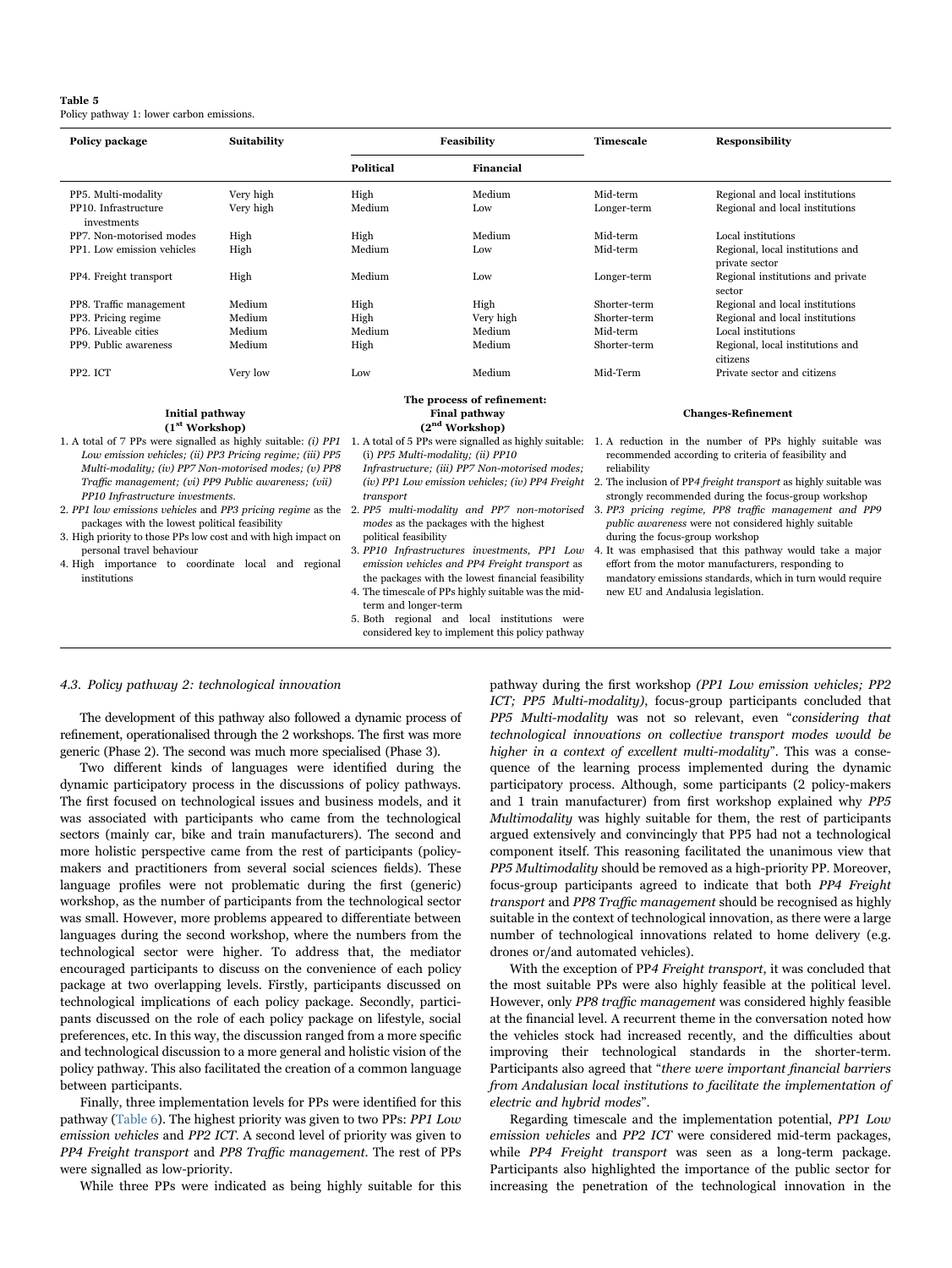**Table 5**
Policy pathway 1: lower carbon emissions.

| Policy package | Suitability | Feasibility | | Timescale | Responsibility |
|---|---|---|---|---|---|
| | | Political | Financial | | |
| PP5. Multi-modality | Very high | High | Medium | Mid-term | Regional and local institutions |
| PP10. Infrastructure investments | Very high | Medium | Low | Longer-term | Regional and local institutions |
| PP7. Non-motorised modes | High | High | Medium | Mid-term | Local institutions |
| PP1. Low emission vehicles | High | Medium | Low | Mid-term | Regional, local institutions and private sector |
| PP4. Freight transport | High | Medium | Low | Longer-term | Regional institutions and private sector |
| PP8. Traffic management | Medium | High | High | Shorter-term | Regional and local institutions |
| PP3. Pricing regime | Medium | High | Very high | Shorter-term | Regional and local institutions |
| PP6. Liveable cities | Medium | Medium | Medium | Mid-term | Local institutions |
| PP9. Public awareness | Medium | High | Medium | Shorter-term | Regional, local institutions and citizens |
| PP2. ICT | Very low | Low | Medium | Mid-Term | Private sector and citizens |

The process of refinement:

| Initial pathway (1st Workshop) | Final pathway (2nd Workshop) | Changes-Refinement |
|---|---|---|
| 1. A total of 7 PPs were signalled as highly suitable: *(i) PP1 Low emission vehicles; (ii) PP3 Pricing regime; (iii) PP5 Multi-modality; (iv) PP7 Non-motorised modes; (v) PP8 Traffic management; (vi) PP9 Public awareness; (vii) PP10 Infrastructure investments.*<br>2. *PP1 low emissions vehicles* and *PP3 pricing regime* as the packages with the lowest political feasibility<br>3. High priority to those PPs low cost and with high impact on personal travel behaviour<br>4. High importance to coordinate local and regional institutions | 1. A total of 5 PPs were signalled as highly suitable: (i) *PP5 Multi-modality; (ii) PP10 Infrastructure; (iii) PP7 Non-motorised modes; (iv) PP1 Low emission vehicles; (iv) PP4 Freight transport*<br>2. *PP5 multi-modality and PP7 non-motorised modes* as the packages with the highest political feasibility<br>3. *PP10 Infrastructures investments, PP1 Low emission vehicles and PP4 Freight transport* as the packages with the lowest financial feasibility<br>4. The timescale of PPs highly suitable was the mid-term and longer-term<br>5. Both regional and local institutions were considered key to implement this policy pathway | 1. A reduction in the number of PPs highly suitable was recommended according to criteria of feasibility and reliability<br>2. The inclusion of PP4 *freight transport* as highly suitable was strongly recommended during the focus-group workshop<br>3. *PP3 pricing regime, PP8 traffic management and PP9 public awareness* were not considered highly suitable during the focus-group workshop<br>4. It was emphasised that this pathway would take a major effort from the motor manufacturers, responding to mandatory emissions standards, which in turn would require new EU and Andalusia legislation. |

### 4.3. Policy pathway 2: technological innovation

The development of this pathway also followed a dynamic process of refinement, operationalised through the 2 workshops. The first was more generic (Phase 2). The second was much more specialised (Phase 3).

Two different kinds of languages were identified during the dynamic participatory process in the discussions of policy pathways. The first focused on technological issues and business models, and it was associated with participants who came from the technological sectors (mainly car, bike and train manufacturers). The second and more holistic perspective came from the rest of participants (policy-makers and practitioners from several social sciences fields). These language profiles were not problematic during the first (generic) workshop, as the number of participants from the technological sector was small. However, more problems appeared to differentiate between languages during the second workshop, where the numbers from the technological sector were higher. To address that, the mediator encouraged participants to discuss on the convenience of each policy package at two overlapping levels. Firstly, participants discussed on technological implications of each policy package. Secondly, participants discussed on the role of each policy package on lifestyle, social preferences, etc. In this way, the discussion ranged from a more specific and technological discussion to a more general and holistic vision of the policy pathway. This also facilitated the creation of a common language between participants.

Finally, three implementation levels for PPs were identified for this pathway (Table 6). The highest priority was given to two PPs: *PP1 Low emission vehicles* and *PP2 ICT*. A second level of priority was given to *PP4 Freight transport* and *PP8 Traffic management*. The rest of PPs were signalled as low-priority.

While three PPs were indicated as being highly suitable for this pathway during the first workshop *(PP1 Low emission vehicles; PP2 ICT; PP5 Multi-modality)*, focus-group participants concluded that *PP5 Multi-modality* was not so relevant, even "*considering that technological innovations on collective transport modes would be higher in a context of excellent multi-modality*". This was a consequence of the learning process implemented during the dynamic participatory process. Although, some participants (2 policy-makers and 1 train manufacturer) from first workshop explained why *PP5 Multimodality* was highly suitable for them, the rest of participants argued extensively and convincingly that PP5 had not a technological component itself. This reasoning facilitated the unanimous view that *PP5 Multimodality* should be removed as a high-priority PP. Moreover, focus-group participants agreed to indicate that both *PP4 Freight transport* and *PP8 Traffic management* should be recognised as highly suitable in the context of technological innovation, as there were a large number of technological innovations related to home delivery (e.g. drones or/and automated vehicles).

With the exception of PP*4 Freight transport*, it was concluded that the most suitable PPs were also highly feasible at the political level. However, only *PP8 traffic management* was considered highly feasible at the financial level. A recurrent theme in the conversation noted how the vehicles stock had increased recently, and the difficulties about improving their technological standards in the shorter-term. Participants also agreed that "*there were important financial barriers from Andalusian local institutions to facilitate the implementation of electric and hybrid modes*".

Regarding timescale and the implementation potential, *PP1 Low emission vehicles* and *PP2 ICT* were considered mid-term packages, while *PP4 Freight transport* was seen as a long-term package. Participants also highlighted the importance of the public sector for increasing the penetration of the technological innovation in the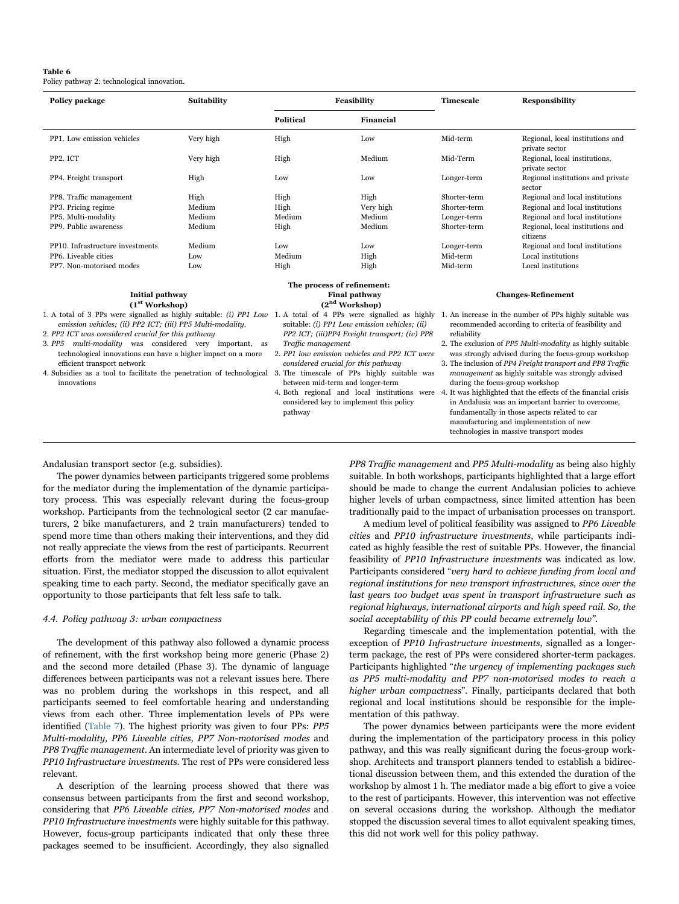**Table 6**
Policy pathway 2: technological innovation.

| Policy package | Suitability | Feasibility | | Timescale | Responsibility |
|---|---|---|---|---|---|
| | | Political | Financial | | |
| PP1. Low emission vehicles | Very high | High | Low | Mid-term | Regional, local institutions and private sector |
| PP2. ICT | Very high | High | Medium | Mid-Term | Regional, local institutions, private sector |
| PP4. Freight transport | High | Low | Low | Longer-term | Regional institutions and private sector |
| PP8. Traffic management | High | High | High | Shorter-term | Regional and local institutions |
| PP3. Pricing regime | Medium | High | Very high | Shorter-term | Regional and local institutions |
| PP5. Multi-modality | Medium | Medium | Medium | Longer-term | Regional and local institutions |
| PP9. Public awareness | Medium | High | Medium | Shorter-term | Regional, local institutions and citizens |
| PP10. Infrastructure investments | Medium | Low | Low | Longer-term | Regional and local institutions |
| PP6. Liveable cities | Low | Medium | High | Mid-term | Local institutions |
| PP7. Non-motorised modes | Low | High | High | Mid-term | Local institutions |

The process of refinement:

| Initial pathway (1st Workshop) | Final pathway (2nd Workshop) | Changes-Refinement |
|---|---|---|
| 1. A total of 3 PPs were signalled as highly suitable: *(i) PP1 Low emission vehicles; (ii) PP2 ICT; (iii) PP5 Multi-modality.*<br>2. *PP2 ICT was considered crucial for this pathway*<br>3. *PP5 multi-modality* was considered very important, as technological innovations can have a higher impact on a more efficient transport network<br>4. Subsidies as a tool to facilitate the penetration of technological innovations | 1. A total of 4 PPs were signalled as highly suitable: *(i) PP1 Low emission vehicles; (ii) PP2 ICT; (iii)PP4 Freight transport; (iv) PP8 Traffic management*<br>2. *PP1 low emission vehicles and PP2 ICT were considered crucial for this pathway*<br>3. The timescale of PPs highly suitable was between mid-term and longer-term<br>4. Both regional and local institutions were considered key to implement this policy pathway | 1. An increase in the number of PPs highly suitable was recommended according to criteria of feasibility and reliability<br>2. The exclusion of *PP5 Multi-modality* as highly suitable was strongly advised during the focus-group workshop<br>3. The inclusion of *PP4 Freight transport and PP8 Traffic management* as highly suitable was strongly advised during the focus-group workshop<br>4. It was highlighted that the effects of the financial crisis in Andalusia was an important barrier to overcome, fundamentally in those aspects related to car manufacturing and implementation of new technologies in massive transport modes |

Andalusian transport sector (e.g. subsidies).

The power dynamics between participants triggered some problems for the mediator during the implementation of the dynamic participatory process. This was especially relevant during the focus-group workshop. Participants from the technological sector (2 car manufacturers, 2 bike manufacturers, and 2 train manufacturers) tended to spend more time than others making their interventions, and they did not really appreciate the views from the rest of participants. Recurrent efforts from the mediator were made to address this particular situation. First, the mediator stopped the discussion to allot equivalent speaking time to each party. Second, the mediator specifically gave an opportunity to those participants that felt less safe to talk.

### 4.4. Policy pathway 3: urban compactness

The development of this pathway also followed a dynamic process of refinement, with the first workshop being more generic (Phase 2) and the second more detailed (Phase 3). The dynamic of language differences between participants was not a relevant issues here. There was no problem during the workshops in this respect, and all participants seemed to feel comfortable hearing and understanding views from each other. Three implementation levels of PPs were identified (Table 7). The highest priority was given to four PPs: *PP5 Multi-modality, PP6 Liveable cities, PP7 Non-motorised modes* and *PP8 Traffic management*. An intermediate level of priority was given to *PP10 Infrastructure investments.* The rest of PPs were considered less relevant.

A description of the learning process showed that there was consensus between participants from the first and second workshop, considering that *PP6 Liveable cities, PP7 Non-motorised modes* and *PP10 Infrastructure investments* were highly suitable for this pathway. However, focus-group participants indicated that only these three packages seemed to be insufficient. Accordingly, they also signalled *PP8 Traffic management* and *PP5 Multi-modality* as being also highly suitable. In both workshops, participants highlighted that a large effort should be made to change the current Andalusian policies to achieve higher levels of urban compactness, since limited attention has been traditionally paid to the impact of urbanisation processes on transport.

A medium level of political feasibility was assigned to *PP6 Liveable cities* and *PP10 infrastructure investments*, while participants indicated as highly feasible the rest of suitable PPs. However, the financial feasibility of *PP10 Infrastructure investments* was indicated as low. Participants considered "*very hard to achieve funding from local and regional institutions for new transport infrastructures, since over the last years too budget was spent in transport infrastructure such as regional highways, international airports and high speed rail. So, the social acceptability of this PP could became extremely low*".

Regarding timescale and the implementation potential, with the exception of *PP10 Infrastructure investments*, signalled as a longer-term package, the rest of PPs were considered shorter-term packages. Participants highlighted "*the urgency of implementing packages such as PP5 multi-modality and PP7 non-motorised modes to reach a higher urban compactness*". Finally, participants declared that both regional and local institutions should be responsible for the implementation of this pathway.

The power dynamics between participants were the more evident during the implementation of the participatory process in this policy pathway, and this was really significant during the focus-group workshop. Architects and transport planners tended to establish a bidirectional discussion between them, and this extended the duration of the workshop by almost 1 h. The mediator made a big effort to give a voice to the rest of participants. However, this intervention was not effective on several occasions during the workshop. Although the mediator stopped the discussion several times to allot equivalent speaking times, this did not work well for this policy pathway.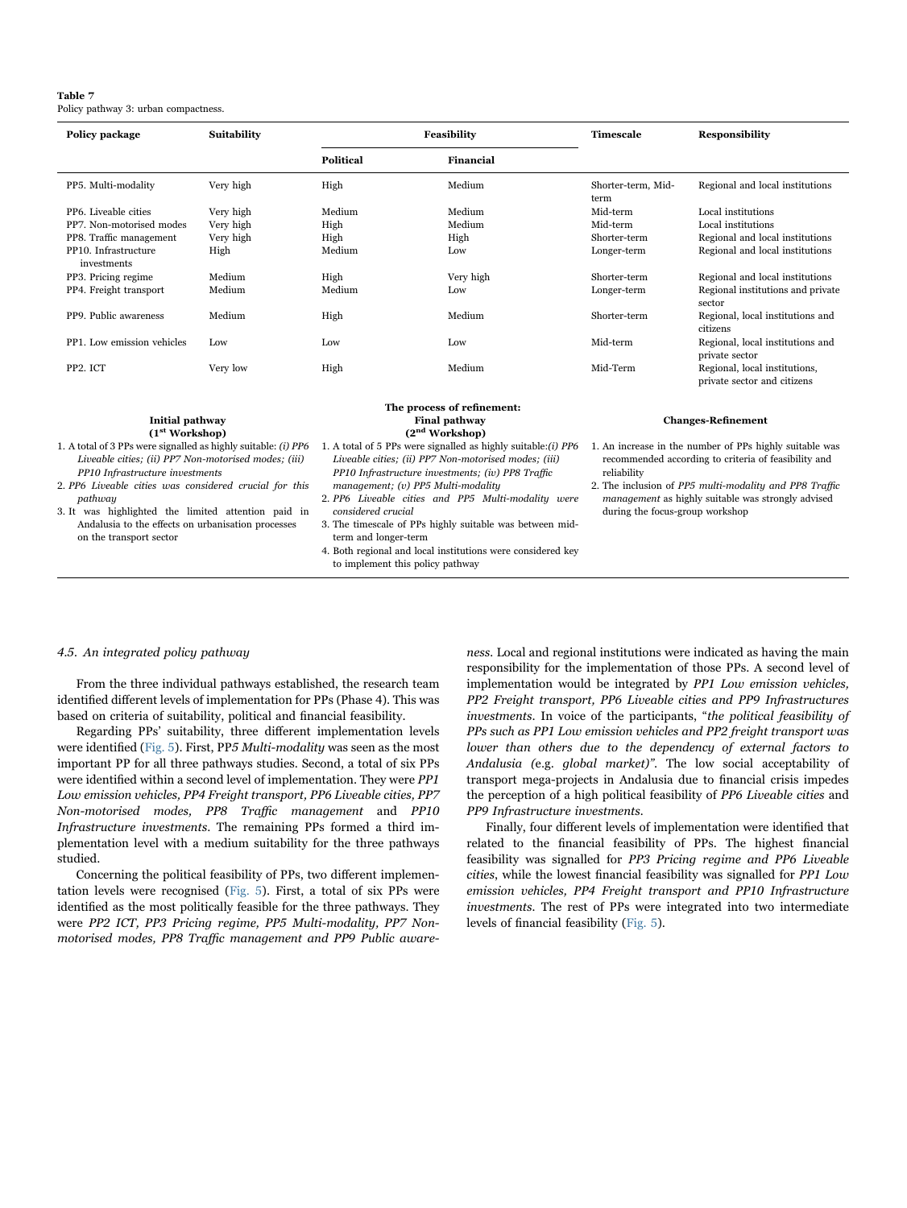**Table 7**
Policy pathway 3: urban compactness.

| Policy package | Suitability | Feasibility | | Timescale | Responsibility |
|---|---|---|---|---|---|
| | | Political | Financial | | |
| PP5. Multi-modality | Very high | High | Medium | Shorter-term, Mid-term | Regional and local institutions |
| PP6. Liveable cities | Very high | Medium | Medium | Mid-term | Local institutions |
| PP7. Non-motorised modes | Very high | High | Medium | Mid-term | Local institutions |
| PP8. Traffic management | Very high | High | High | Shorter-term | Regional and local institutions |
| PP10. Infrastructure investments | High | Medium | Low | Longer-term | Regional and local institutions |
| PP3. Pricing regime | Medium | High | Very high | Shorter-term | Regional and local institutions |
| PP4. Freight transport | Medium | Medium | Low | Longer-term | Regional institutions and private sector |
| PP9. Public awareness | Medium | High | Medium | Shorter-term | Regional, local institutions and citizens |
| PP1. Low emission vehicles | Low | Low | Low | Mid-term | Regional, local institutions and private sector |
| PP2. ICT | Very low | High | Medium | Mid-Term | Regional, local institutions, private sector and citizens |

| Initial pathway (1st Workshop) | The process of refinement: Final pathway (2nd Workshop) | Changes-Refinement |
|---|---|---|
| 1. A total of 3 PPs were signalled as highly suitable: *(i) PP6 Liveable cities; (ii) PP7 Non-motorised modes; (iii) PP10 Infrastructure investments*<br>2. *PP6 Liveable cities* was considered crucial for this pathway<br>3. It was highlighted the limited attention paid in Andalusia to the effects on urbanisation processes on the transport sector | 1. A total of 5 PPs were signalled as highly suitable:*(i) PP6 Liveable cities; (ii) PP7 Non-motorised modes; (iii) PP10 Infrastructure investments; (iv) PP8 Traffic management; (v) PP5 Multi-modality*<br>2. *PP6 Liveable cities and PP5 Multi-modality* were considered crucial<br>3. The timescale of PPs highly suitable was between mid-term and longer-term<br>4. Both regional and local institutions were considered key to implement this policy pathway | 1. An increase in the number of PPs highly suitable was recommended according to criteria of feasibility and reliability<br>2. The inclusion of *PP5 multi-modality and PP8 Traffic management* as highly suitable was strongly advised during the focus-group workshop |

### 4.5. An integrated policy pathway

From the three individual pathways established, the research team identified different levels of implementation for PPs (Phase 4). This was based on criteria of suitability, political and financial feasibility.

Regarding PPs' suitability, three different implementation levels were identified (Fig. 5). First, PP*5 Multi-modality* was seen as the most important PP for all three pathways studies. Second, a total of six PPs were identified within a second level of implementation. They were *PP1 Low emission vehicles, PP4 Freight transport, PP6 Liveable cities, PP7 Non-motorised modes, PP8 Traffic management* and *PP10 Infrastructure investments*. The remaining PPs formed a third implementation level with a medium suitability for the three pathways studied.

Concerning the political feasibility of PPs, two different implementation levels were recognised (Fig. 5). First, a total of six PPs were identified as the most politically feasible for the three pathways. They were *PP2 ICT, PP3 Pricing regime, PP5 Multi-modality, PP7 Non-motorised modes, PP8 Traffic management and PP9 Public awareness*. Local and regional institutions were indicated as having the main responsibility for the implementation of those PPs. A second level of implementation would be integrated by *PP1 Low emission vehicles, PP2 Freight transport, PP6 Liveable cities and PP9 Infrastructures investments*. In voice of the participants, "*the political feasibility of PPs such as PP1 Low emission vehicles and PP2 freight transport was lower than others due to the dependency of external factors to Andalusia (*e.g. *global market)"*. The low social acceptability of transport mega-projects in Andalusia due to financial crisis impedes the perception of a high political feasibility of *PP6 Liveable cities* and *PP9 Infrastructure investments*.

Finally, four different levels of implementation were identified that related to the financial feasibility of PPs. The highest financial feasibility was signalled for *PP3 Pricing regime and PP6 Liveable cities*, while the lowest financial feasibility was signalled for *PP1 Low emission vehicles, PP4 Freight transport and PP10 Infrastructure investments*. The rest of PPs were integrated into two intermediate levels of financial feasibility (Fig. 5).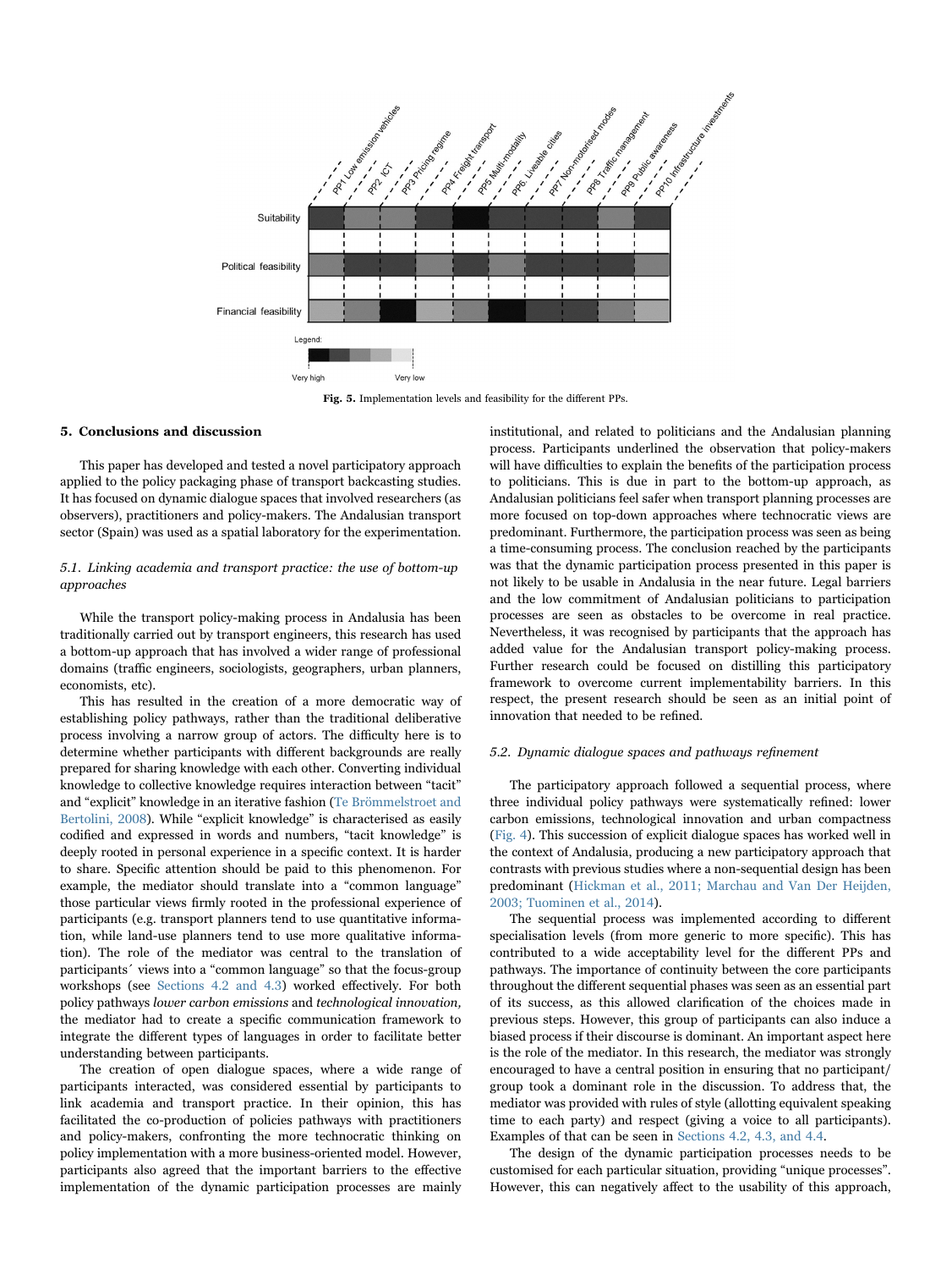PP1 Low emission vehicles
PP2 ICT
PP3 Pricing regime
PP4 Freight transport
PP5 Multi-modality
PP6. Liveable cities
PP7 Non-motorised modes
PP8 Traffic management
PP9 Public awareness
PP10 Infrastructure investments

Suitability

Political feasibility

Financial feasibility

Legend:

Very high

Very low

**Fig. 5.** Implementation levels and feasibility for the different PPs.

## 5. Conclusions and discussion

This paper has developed and tested a novel participatory approach applied to the policy packaging phase of transport backcasting studies. It has focused on dynamic dialogue spaces that involved researchers (as observers), practitioners and policy-makers. The Andalusian transport sector (Spain) was used as a spatial laboratory for the experimentation.

### 5.1. Linking academia and transport practice: the use of bottom-up approaches

While the transport policy-making process in Andalusia has been traditionally carried out by transport engineers, this research has used a bottom-up approach that has involved a wider range of professional domains (traffic engineers, sociologists, geographers, urban planners, economists, etc).

This has resulted in the creation of a more democratic way of establishing policy pathways, rather than the traditional deliberative process involving a narrow group of actors. The difficulty here is to determine whether participants with different backgrounds are really prepared for sharing knowledge with each other. Converting individual knowledge to collective knowledge requires interaction between "tacit" and "explicit" knowledge in an iterative fashion (Te Brömmelstroet and Bertolini, 2008). While "explicit knowledge" is characterised as easily codified and expressed in words and numbers, "tacit knowledge" is deeply rooted in personal experience in a specific context. It is harder to share. Specific attention should be paid to this phenomenon. For example, the mediator should translate into a "common language" those particular views firmly rooted in the professional experience of participants (e.g. transport planners tend to use quantitative information, while land-use planners tend to use more qualitative information). The role of the mediator was central to the translation of participants´ views into a "common language" so that the focus-group workshops (see Sections 4.2 and 4.3) worked effectively. For both policy pathways *lower carbon emissions* and *technological innovation,* the mediator had to create a specific communication framework to integrate the different types of languages in order to facilitate better understanding between participants.

The creation of open dialogue spaces, where a wide range of participants interacted, was considered essential by participants to link academia and transport practice. In their opinion, this has facilitated the co-production of policies pathways with practitioners and policy-makers, confronting the more technocratic thinking on policy implementation with a more business-oriented model. However, participants also agreed that the important barriers to the effective implementation of the dynamic participation processes are mainly institutional, and related to politicians and the Andalusian planning process. Participants underlined the observation that policy-makers will have difficulties to explain the benefits of the participation process to politicians. This is due in part to the bottom-up approach, as Andalusian politicians feel safer when transport planning processes are more focused on top-down approaches where technocratic views are predominant. Furthermore, the participation process was seen as being a time-consuming process. The conclusion reached by the participants was that the dynamic participation process presented in this paper is not likely to be usable in Andalusia in the near future. Legal barriers and the low commitment of Andalusian politicians to participation processes are seen as obstacles to be overcome in real practice. Nevertheless, it was recognised by participants that the approach has added value for the Andalusian transport policy-making process. Further research could be focused on distilling this participatory framework to overcome current implementability barriers. In this respect, the present research should be seen as an initial point of innovation that needed to be refined.

### 5.2. Dynamic dialogue spaces and pathways refinement

The participatory approach followed a sequential process, where three individual policy pathways were systematically refined: lower carbon emissions, technological innovation and urban compactness (Fig. 4). This succession of explicit dialogue spaces has worked well in the context of Andalusia, producing a new participatory approach that contrasts with previous studies where a non-sequential design has been predominant (Hickman et al., 2011; Marchau and Van Der Heijden, 2003; Tuominen et al., 2014).

The sequential process was implemented according to different specialisation levels (from more generic to more specific). This has contributed to a wide acceptability level for the different PPs and pathways. The importance of continuity between the core participants throughout the different sequential phases was seen as an essential part of its success, as this allowed clarification of the choices made in previous steps. However, this group of participants can also induce a biased process if their discourse is dominant. An important aspect here is the role of the mediator. In this research, the mediator was strongly encouraged to have a central position in ensuring that no participant/group took a dominant role in the discussion. To address that, the mediator was provided with rules of style (allotting equivalent speaking time to each party) and respect (giving a voice to all participants). Examples of that can be seen in Sections 4.2, 4.3, and 4.4.

The design of the dynamic participation processes needs to be customised for each particular situation, providing "unique processes". However, this can negatively affect to the usability of this approach,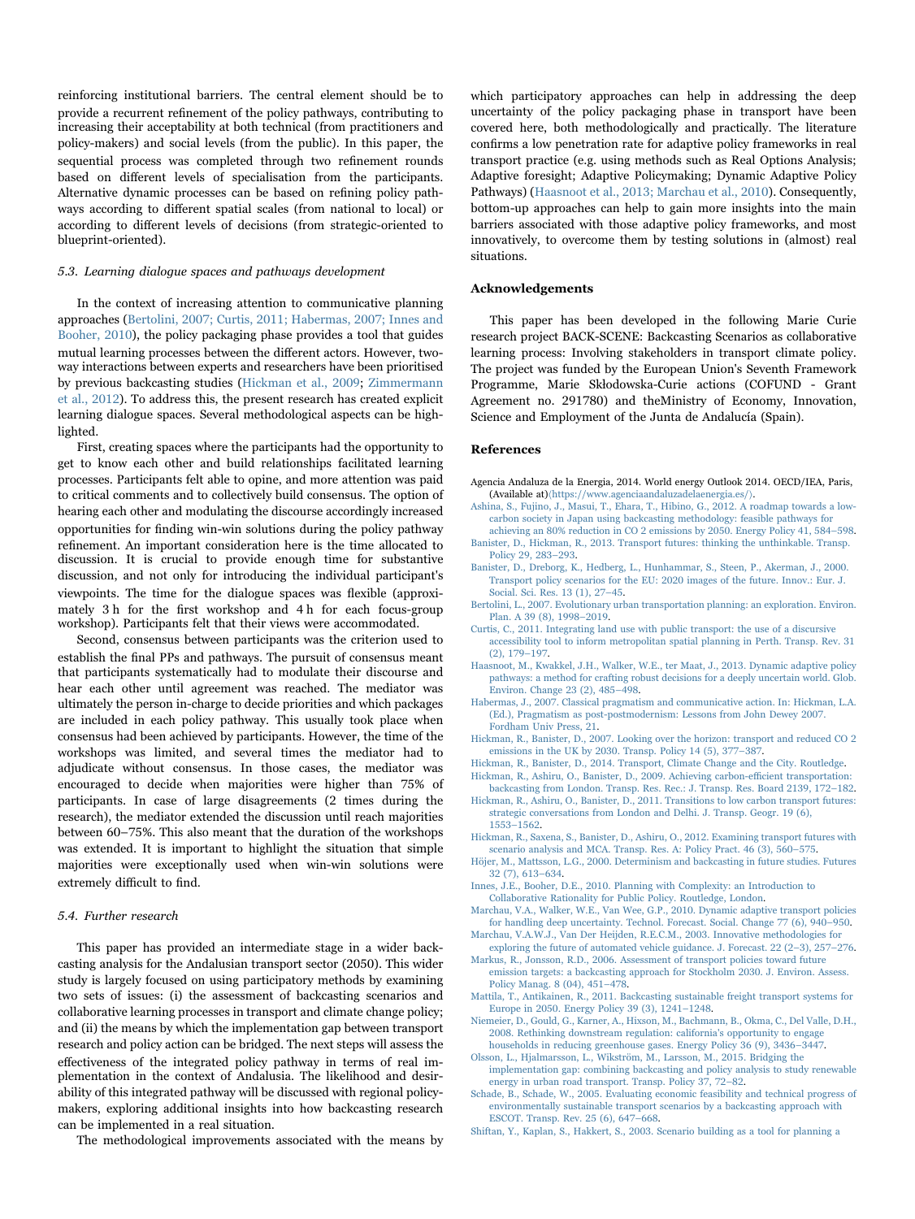reinforcing institutional barriers. The central element should be to provide a recurrent refinement of the policy pathways, contributing to increasing their acceptability at both technical (from practitioners and policy-makers) and social levels (from the public). In this paper, the sequential process was completed through two refinement rounds based on different levels of specialisation from the participants. Alternative dynamic processes can be based on refining policy pathways according to different spatial scales (from national to local) or according to different levels of decisions (from strategic-oriented to blueprint-oriented).

### 5.3. Learning dialogue spaces and pathways development

In the context of increasing attention to communicative planning approaches (Bertolini, 2007; Curtis, 2011; Habermas, 2007; Innes and Booher, 2010), the policy packaging phase provides a tool that guides mutual learning processes between the different actors. However, two-way interactions between experts and researchers have been prioritised by previous backcasting studies (Hickman et al., 2009; Zimmermann et al., 2012). To address this, the present research has created explicit learning dialogue spaces. Several methodological aspects can be highlighted.

First, creating spaces where the participants had the opportunity to get to know each other and build relationships facilitated learning processes. Participants felt able to opine, and more attention was paid to critical comments and to collectively build consensus. The option of hearing each other and modulating the discourse accordingly increased opportunities for finding win-win solutions during the policy pathway refinement. An important consideration here is the time allocated to discussion. It is crucial to provide enough time for substantive discussion, and not only for introducing the individual participant's viewpoints. The time for the dialogue spaces was flexible (approximately 3 h for the first workshop and 4 h for each focus-group workshop). Participants felt that their views were accommodated.

Second, consensus between participants was the criterion used to establish the final PPs and pathways. The pursuit of consensus meant that participants systematically had to modulate their discourse and hear each other until agreement was reached. The mediator was ultimately the person in-charge to decide priorities and which packages are included in each policy pathway. This usually took place when consensus had been achieved by participants. However, the time of the workshops was limited, and several times the mediator had to adjudicate without consensus. In those cases, the mediator was encouraged to decide when majorities were higher than 75% of participants. In case of large disagreements (2 times during the research), the mediator extended the discussion until reach majorities between 60–75%. This also meant that the duration of the workshops was extended. It is important to highlight the situation that simple majorities were exceptionally used when win-win solutions were extremely difficult to find.

### 5.4. Further research

This paper has provided an intermediate stage in a wider backcasting analysis for the Andalusian transport sector (2050). This wider study is largely focused on using participatory methods by examining two sets of issues: (i) the assessment of backcasting scenarios and collaborative learning processes in transport and climate change policy; and (ii) the means by which the implementation gap between transport research and policy action can be bridged. The next steps will assess the effectiveness of the integrated policy pathway in terms of real implementation in the context of Andalusia. The likelihood and desirability of this integrated pathway will be discussed with regional policy-makers, exploring additional insights into how backcasting research can be implemented in a real situation.

The methodological improvements associated with the means by which participatory approaches can help in addressing the deep uncertainty of the policy packaging phase in transport have been covered here, both methodologically and practically. The literature confirms a low penetration rate for adaptive policy frameworks in real transport practice (e.g. using methods such as Real Options Analysis; Adaptive foresight; Adaptive Policymaking; Dynamic Adaptive Policy Pathways) (Haasnoot et al., 2013; Marchau et al., 2010). Consequently, bottom-up approaches can help to gain more insights into the main barriers associated with those adaptive policy frameworks, and most innovatively, to overcome them by testing solutions in (almost) real situations.

## Acknowledgements

This paper has been developed in the following Marie Curie research project BACK-SCENE: Backcasting Scenarios as collaborative learning process: Involving stakeholders in transport climate policy. The project was funded by the European Union's Seventh Framework Programme, Marie Skłodowska-Curie actions (COFUND - Grant Agreement no. 291780) and theMinistry of Economy, Innovation, Science and Employment of the Junta de Andalucía (Spain).

## References

Agencia Andaluza de la Energia, 2014. World energy Outlook 2014. OECD/IEA, Paris, (Available at)⟨https://www.agenciaandaluzadelaenergia.es/⟩.

Ashina, S., Fujino, J., Masui, T., Ehara, T., Hibino, G., 2012. A roadmap towards a low-carbon society in Japan using backcasting methodology: feasible pathways for achieving an 80% reduction in CO 2 emissions by 2050. Energy Policy 41, 584–598.

Banister, D., Hickman, R., 2013. Transport futures: thinking the unthinkable. Transp. Policy 29, 283–293.

Banister, D., Dreborg, K., Hedberg, L., Hunhammar, S., Steen, P., Akerman, J., 2000. Transport policy scenarios for the EU: 2020 images of the future. Innov.: Eur. J. Social. Sci. Res. 13 (1), 27–45.

Bertolini, L., 2007. Evolutionary urban transportation planning: an exploration. Environ. Plan. A 39 (8), 1998–2019.

Curtis, C., 2011. Integrating land use with public transport: the use of a discursive accessibility tool to inform metropolitan spatial planning in Perth. Transp. Rev. 31 (2), 179–197.

Haasnoot, M., Kwakkel, J.H., Walker, W.E., ter Maat, J., 2013. Dynamic adaptive policy pathways: a method for crafting robust decisions for a deeply uncertain world. Glob. Environ. Change 23 (2), 485–498.

Habermas, J., 2007. Classical pragmatism and communicative action. In: Hickman, L.A. (Ed.), Pragmatism as post-postmodernism: Lessons from John Dewey 2007. Fordham Univ Press, 21.

Hickman, R., Banister, D., 2007. Looking over the horizon: transport and reduced CO 2 emissions in the UK by 2030. Transp. Policy 14 (5), 377–387.

Hickman, R., Banister, D., 2014. Transport, Climate Change and the City. Routledge.

Hickman, R., Ashiru, O., Banister, D., 2009. Achieving carbon-efficient transportation: backcasting from London. Transp. Res. Rec.: J. Transp. Res. Board 2139, 172–182.

Hickman, R., Ashiru, O., Banister, D., 2011. Transitions to low carbon transport futures: strategic conversations from London and Delhi. J. Transp. Geogr. 19 (6), 1553–1562.

Hickman, R., Saxena, S., Banister, D., Ashiru, O., 2012. Examining transport futures with scenario analysis and MCA. Transp. Res. A: Policy Pract. 46 (3), 560–575.

Höjer, M., Mattsson, L.G., 2000. Determinism and backcasting in future studies. Futures 32 (7), 613–634.

Innes, J.E., Booher, D.E., 2010. Planning with Complexity: an Introduction to Collaborative Rationality for Public Policy. Routledge, London.

Marchau, V.A., Walker, W.E., Van Wee, G.P., 2010. Dynamic adaptive transport policies for handling deep uncertainty. Technol. Forecast. Social. Change 77 (6), 940–950.

Marchau, V.A.W.J., Van Der Heijden, R.E.C.M., 2003. Innovative methodologies for exploring the future of automated vehicle guidance. J. Forecast. 22 (2–3), 257–276.

Markus, R., Jonsson, R.D., 2006. Assessment of transport policies toward future emission targets: a backcasting approach for Stockholm 2030. J. Environ. Assess. Policy Manag. 8 (04), 451–478.

Mattila, T., Antikainen, R., 2011. Backcasting sustainable freight transport systems for Europe in 2050. Energy Policy 39 (3), 1241–1248.

Niemeier, D., Gould, G., Karner, A., Hixson, M., Bachmann, B., Okma, C., Del Valle, D.H., 2008. Rethinking downstream regulation: california's opportunity to engage households in reducing greenhouse gases. Energy Policy 36 (9), 3436–3447.

Olsson, L., Hjalmarsson, L., Wikström, M., Larsson, M., 2015. Bridging the implementation gap: combining backcasting and policy analysis to study renewable energy in urban road transport. Transp. Policy 37, 72–82.

Schade, B., Schade, W., 2005. Evaluating economic feasibility and technical progress of environmentally sustainable transport scenarios by a backcasting approach with ESCOT. Transp. Rev. 25 (6), 647–668.

Shiftan, Y., Kaplan, S., Hakkert, S., 2003. Scenario building as a tool for planning a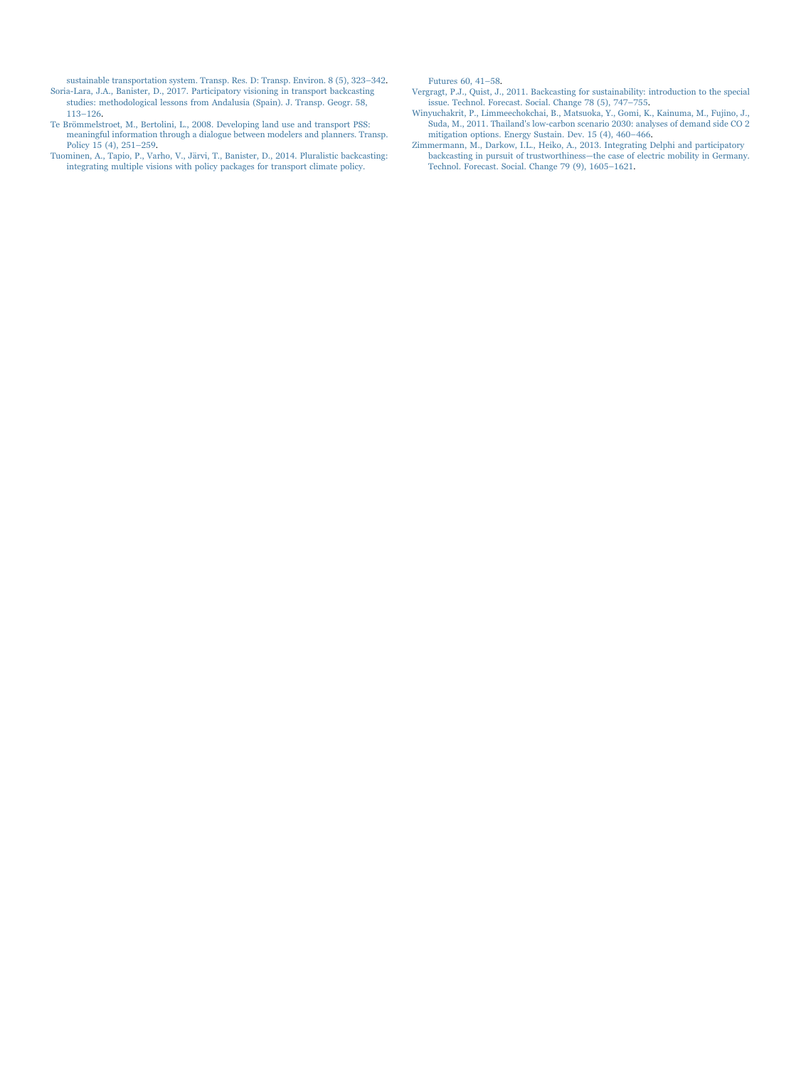sustainable transportation system. Transp. Res. D: Transp. Environ. 8 (5), 323–342.

Soria-Lara, J.A., Banister, D., 2017. Participatory visioning in transport backcasting studies: methodological lessons from Andalusia (Spain). J. Transp. Geogr. 58, 113–126.

Te Brömmelstroet, M., Bertolini, L., 2008. Developing land use and transport PSS: meaningful information through a dialogue between modelers and planners. Transp. Policy 15 (4), 251–259.

Tuominen, A., Tapio, P., Varho, V., Järvi, T., Banister, D., 2014. Pluralistic backcasting: integrating multiple visions with policy packages for transport climate policy. Futures 60, 41–58.

Vergragt, P.J., Quist, J., 2011. Backcasting for sustainability: introduction to the special issue. Technol. Forecast. Social. Change 78 (5), 747–755.

Winyuchakrit, P., Limmeechokchai, B., Matsuoka, Y., Gomi, K., Kainuma, M., Fujino, J., Suda, M., 2011. Thailand's low-carbon scenario 2030: analyses of demand side CO 2 mitigation options. Energy Sustain. Dev. 15 (4), 460–466.

Zimmermann, M., Darkow, I.L., Heiko, A., 2013. Integrating Delphi and participatory backcasting in pursuit of trustworthiness—the case of electric mobility in Germany. Technol. Forecast. Social. Change 79 (9), 1605–1621.